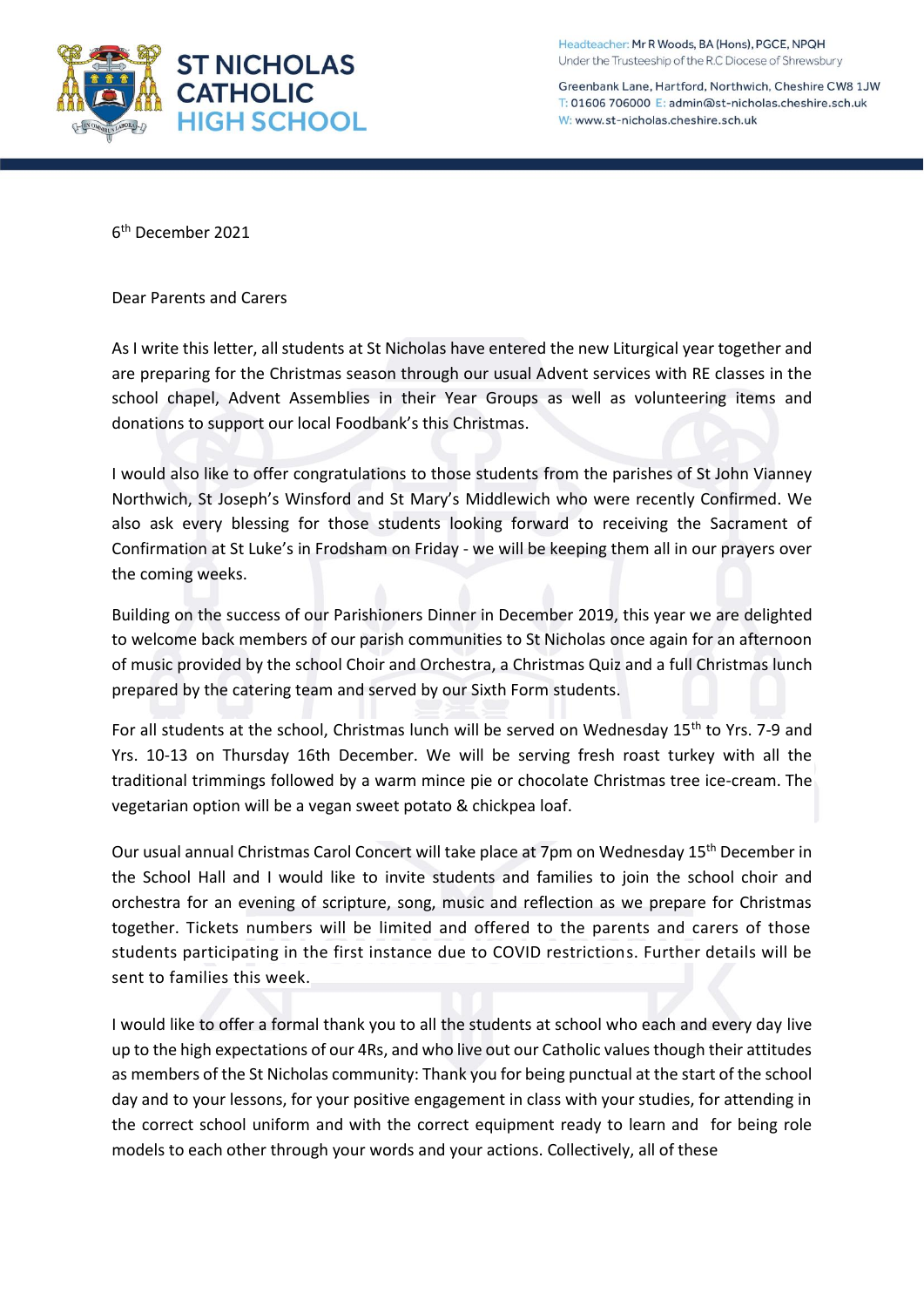# ST NICHOLAS CATHOLIC HIGH SCHOOL

Headteacher: Mr R Woods, BA (Hons), PGCE, NPQH
Under the Trusteeship of the R.C Diocese of Shrewsbury

Greenbank Lane, Hartford, Northwich, Cheshire CW8 1JW
T: 01606 706000 E: admin@st-nicholas.cheshire.sch.uk
W: www.st-nicholas.cheshire.sch.uk

6th December 2021

Dear Parents and Carers

As I write this letter, all students at St Nicholas have entered the new Liturgical year together and are preparing for the Christmas season through our usual Advent services with RE classes in the school chapel, Advent Assemblies in their Year Groups as well as volunteering items and donations to support our local Foodbank's this Christmas.

I would also like to offer congratulations to those students from the parishes of St John Vianney Northwich, St Joseph's Winsford and St Mary's Middlewich who were recently Confirmed. We also ask every blessing for those students looking forward to receiving the Sacrament of Confirmation at St Luke's in Frodsham on Friday - we will be keeping them all in our prayers over the coming weeks.

Building on the success of our Parishioners Dinner in December 2019, this year we are delighted to welcome back members of our parish communities to St Nicholas once again for an afternoon of music provided by the school Choir and Orchestra, a Christmas Quiz and a full Christmas lunch prepared by the catering team and served by our Sixth Form students.

For all students at the school, Christmas lunch will be served on Wednesday 15th to Yrs. 7-9 and Yrs. 10-13 on Thursday 16th December. We will be serving fresh roast turkey with all the traditional trimmings followed by a warm mince pie or chocolate Christmas tree ice-cream. The vegetarian option will be a vegan sweet potato & chickpea loaf.

Our usual annual Christmas Carol Concert will take place at 7pm on Wednesday 15th December in the School Hall and I would like to invite students and families to join the school choir and orchestra for an evening of scripture, song, music and reflection as we prepare for Christmas together. Tickets numbers will be limited and offered to the parents and carers of those students participating in the first instance due to COVID restrictions. Further details will be sent to families this week.

I would like to offer a formal thank you to all the students at school who each and every day live up to the high expectations of our 4Rs, and who live out our Catholic values though their attitudes as members of the St Nicholas community: Thank you for being punctual at the start of the school day and to your lessons, for your positive engagement in class with your studies, for attending in the correct school uniform and with the correct equipment ready to learn and for being role models to each other through your words and your actions. Collectively, all of these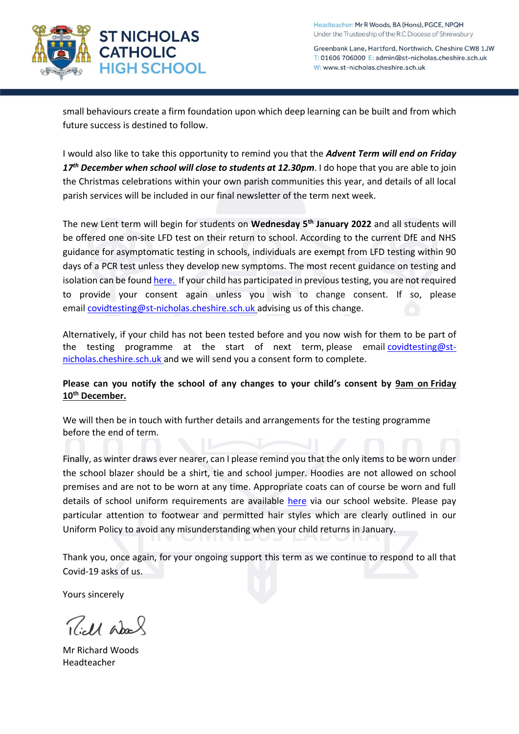small behaviours create a firm foundation upon which deep learning can be built and from which future success is destined to follow.

I would also like to take this opportunity to remind you that the ***Advent Term will end on Friday 17th December when school will close to students at 12.30pm***. I do hope that you are able to join the Christmas celebrations within your own parish communities this year, and details of all local parish services will be included in our final newsletter of the term next week.

The new Lent term will begin for students on **Wednesday 5th January 2022** and all students will be offered one on-site LFD test on their return to school. According to the current DfE and NHS guidance for asymptomatic testing in schools, individuals are exempt from LFD testing within 90 days of a PCR test unless they develop new symptoms. The most recent guidance on testing and isolation can be found here. If your child has participated in previous testing, you are not required to provide your consent again unless you wish to change consent. If so, please email covidtesting@st-nicholas.cheshire.sch.uk advising us of this change.

Alternatively, if your child has not been tested before and you now wish for them to be part of the testing programme at the start of next term, please email covidtesting@st-nicholas.cheshire.sch.uk and we will send you a consent form to complete.

**Please can you notify the school of any changes to your child's consent by 9am on Friday 10th December.**

We will then be in touch with further details and arrangements for the testing programme before the end of term.

Finally, as winter draws ever nearer, can I please remind you that the only items to be worn under the school blazer should be a shirt, tie and school jumper. Hoodies are not allowed on school premises and are not to be worn at any time. Appropriate coats can of course be worn and full details of school uniform requirements are available here via our school website. Please pay particular attention to footwear and permitted hair styles which are clearly outlined in our Uniform Policy to avoid any misunderstanding when your child returns in January.

Thank you, once again, for your ongoing support this term as we continue to respond to all that Covid-19 asks of us.

Yours sincerely

Mr Richard Woods
Headteacher